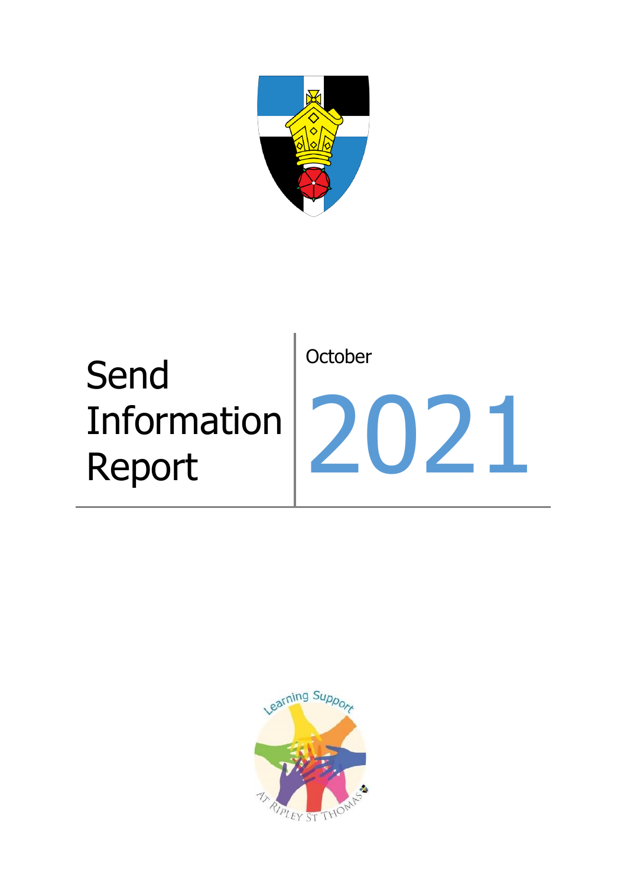# Send Information Report

October

2021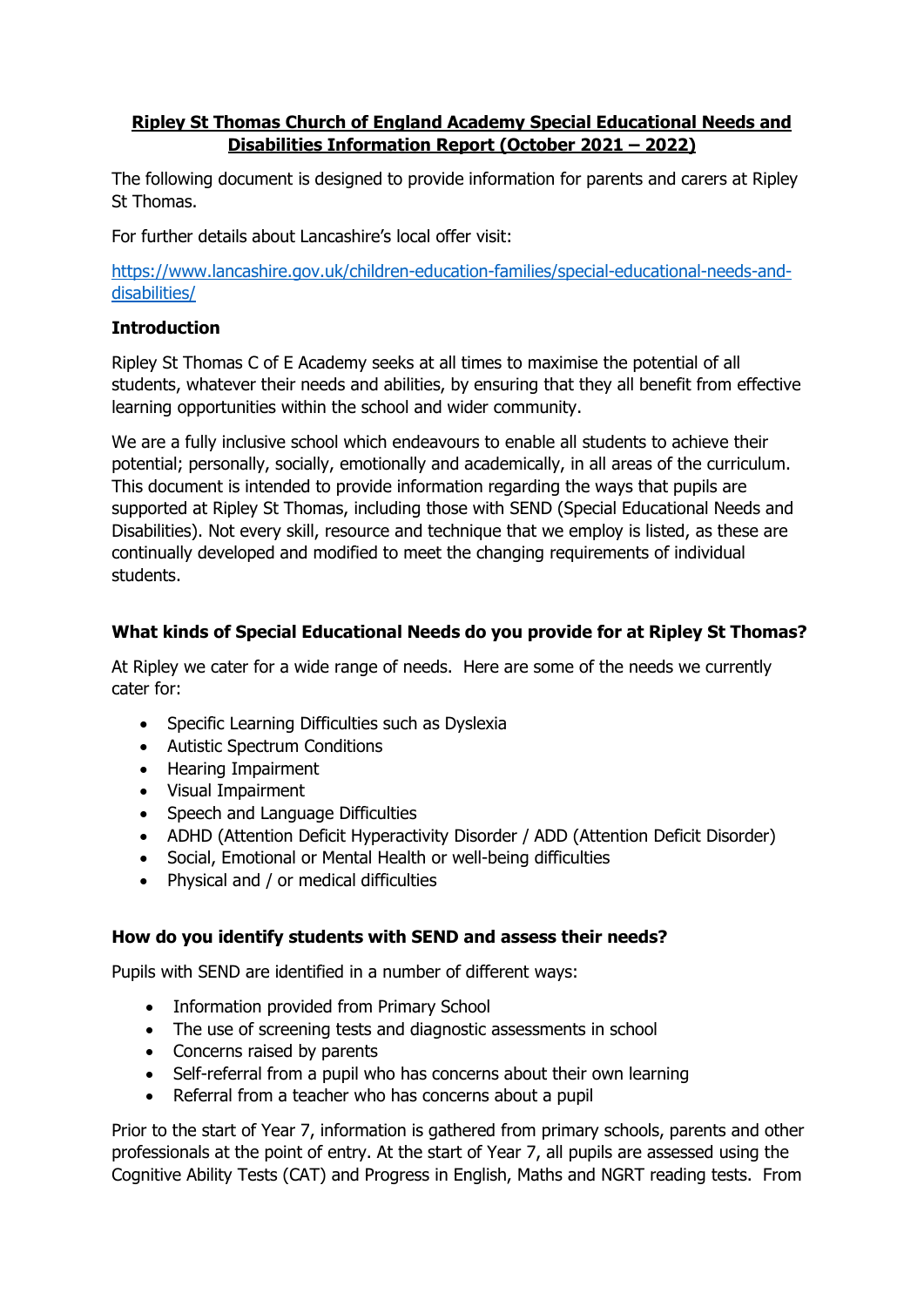**Ripley St Thomas Church of England Academy Special Educational Needs and Disabilities Information Report (October 2021 – 2022)**

The following document is designed to provide information for parents and carers at Ripley St Thomas.

For further details about Lancashire's local offer visit:

[https://www.lancashire.gov.uk/children-education-families/special-educational-needs-and-disabilities/](https://www.lancashire.gov.uk/children-education-families/special-educational-needs-and-disabilities/)

### Introduction

Ripley St Thomas C of E Academy seeks at all times to maximise the potential of all students, whatever their needs and abilities, by ensuring that they all benefit from effective learning opportunities within the school and wider community.

We are a fully inclusive school which endeavours to enable all students to achieve their potential; personally, socially, emotionally and academically, in all areas of the curriculum. This document is intended to provide information regarding the ways that pupils are supported at Ripley St Thomas, including those with SEND (Special Educational Needs and Disabilities). Not every skill, resource and technique that we employ is listed, as these are continually developed and modified to meet the changing requirements of individual students.

### What kinds of Special Educational Needs do you provide for at Ripley St Thomas?

At Ripley we cater for a wide range of needs. Here are some of the needs we currently cater for:

- Specific Learning Difficulties such as Dyslexia
- Autistic Spectrum Conditions
- Hearing Impairment
- Visual Impairment
- Speech and Language Difficulties
- ADHD (Attention Deficit Hyperactivity Disorder / ADD (Attention Deficit Disorder)
- Social, Emotional or Mental Health or well-being difficulties
- Physical and / or medical difficulties

### How do you identify students with SEND and assess their needs?

Pupils with SEND are identified in a number of different ways:

- Information provided from Primary School
- The use of screening tests and diagnostic assessments in school
- Concerns raised by parents
- Self-referral from a pupil who has concerns about their own learning
- Referral from a teacher who has concerns about a pupil

Prior to the start of Year 7, information is gathered from primary schools, parents and other professionals at the point of entry. At the start of Year 7, all pupils are assessed using the Cognitive Ability Tests (CAT) and Progress in English, Maths and NGRT reading tests. From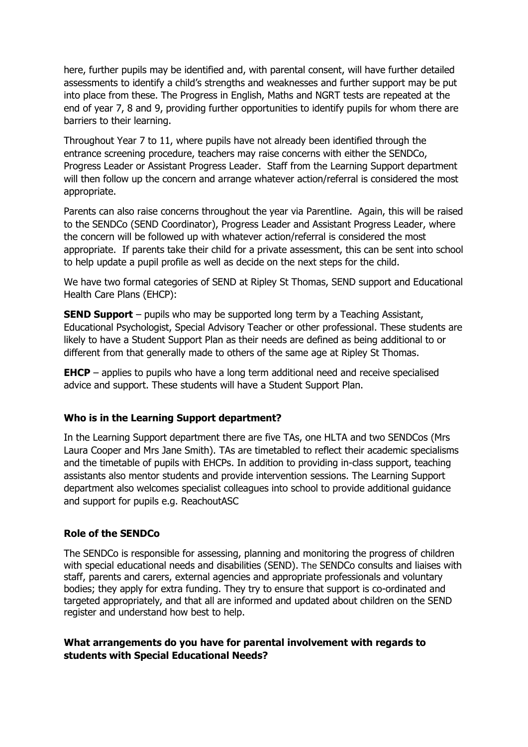here, further pupils may be identified and, with parental consent, will have further detailed assessments to identify a child's strengths and weaknesses and further support may be put into place from these. The Progress in English, Maths and NGRT tests are repeated at the end of year 7, 8 and 9, providing further opportunities to identify pupils for whom there are barriers to their learning.

Throughout Year 7 to 11, where pupils have not already been identified through the entrance screening procedure, teachers may raise concerns with either the SENDCo, Progress Leader or Assistant Progress Leader. Staff from the Learning Support department will then follow up the concern and arrange whatever action/referral is considered the most appropriate.

Parents can also raise concerns throughout the year via Parentline. Again, this will be raised to the SENDCo (SEND Coordinator), Progress Leader and Assistant Progress Leader, where the concern will be followed up with whatever action/referral is considered the most appropriate. If parents take their child for a private assessment, this can be sent into school to help update a pupil profile as well as decide on the next steps for the child.

We have two formal categories of SEND at Ripley St Thomas, SEND support and Educational Health Care Plans (EHCP):

**SEND Support** – pupils who may be supported long term by a Teaching Assistant, Educational Psychologist, Special Advisory Teacher or other professional. These students are likely to have a Student Support Plan as their needs are defined as being additional to or different from that generally made to others of the same age at Ripley St Thomas.

**EHCP** – applies to pupils who have a long term additional need and receive specialised advice and support. These students will have a Student Support Plan.

### Who is in the Learning Support department?

In the Learning Support department there are five TAs, one HLTA and two SENDCos (Mrs Laura Cooper and Mrs Jane Smith). TAs are timetabled to reflect their academic specialisms and the timetable of pupils with EHCPs. In addition to providing in-class support, teaching assistants also mentor students and provide intervention sessions. The Learning Support department also welcomes specialist colleagues into school to provide additional guidance and support for pupils e.g. ReachoutASC

### Role of the SENDCo

The SENDCo is responsible for assessing, planning and monitoring the progress of children with special educational needs and disabilities (SEND). The SENDCo consults and liaises with staff, parents and carers, external agencies and appropriate professionals and voluntary bodies; they apply for extra funding. They try to ensure that support is co-ordinated and targeted appropriately, and that all are informed and updated about children on the SEND register and understand how best to help.

### What arrangements do you have for parental involvement with regards to students with Special Educational Needs?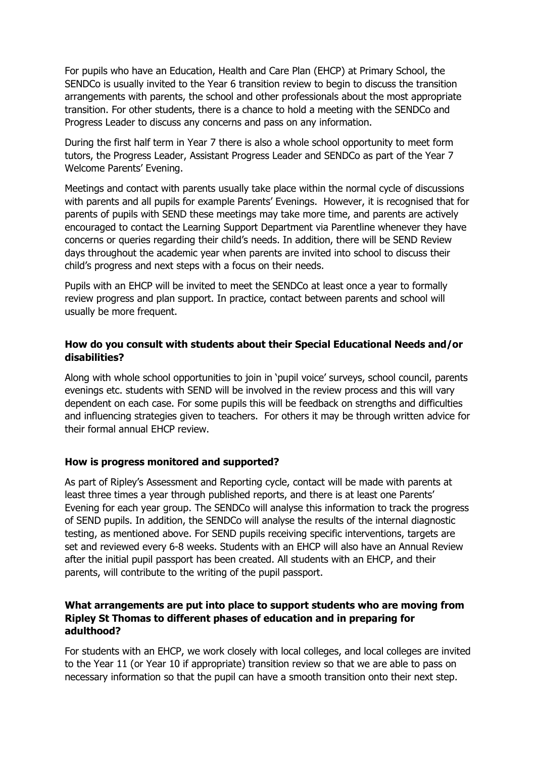For pupils who have an Education, Health and Care Plan (EHCP) at Primary School, the SENDCo is usually invited to the Year 6 transition review to begin to discuss the transition arrangements with parents, the school and other professionals about the most appropriate transition. For other students, there is a chance to hold a meeting with the SENDCo and Progress Leader to discuss any concerns and pass on any information.

During the first half term in Year 7 there is also a whole school opportunity to meet form tutors, the Progress Leader, Assistant Progress Leader and SENDCo as part of the Year 7 Welcome Parents' Evening.

Meetings and contact with parents usually take place within the normal cycle of discussions with parents and all pupils for example Parents' Evenings. However, it is recognised that for parents of pupils with SEND these meetings may take more time, and parents are actively encouraged to contact the Learning Support Department via Parentline whenever they have concerns or queries regarding their child's needs. In addition, there will be SEND Review days throughout the academic year when parents are invited into school to discuss their child's progress and next steps with a focus on their needs.

Pupils with an EHCP will be invited to meet the SENDCo at least once a year to formally review progress and plan support. In practice, contact between parents and school will usually be more frequent.

**How do you consult with students about their Special Educational Needs and/or disabilities?**

Along with whole school opportunities to join in 'pupil voice' surveys, school council, parents evenings etc. students with SEND will be involved in the review process and this will vary dependent on each case. For some pupils this will be feedback on strengths and difficulties and influencing strategies given to teachers. For others it may be through written advice for their formal annual EHCP review.

**How is progress monitored and supported?**

As part of Ripley's Assessment and Reporting cycle, contact will be made with parents at least three times a year through published reports, and there is at least one Parents' Evening for each year group. The SENDCo will analyse this information to track the progress of SEND pupils. In addition, the SENDCo will analyse the results of the internal diagnostic testing, as mentioned above. For SEND pupils receiving specific interventions, targets are set and reviewed every 6-8 weeks. Students with an EHCP will also have an Annual Review after the initial pupil passport has been created. All students with an EHCP, and their parents, will contribute to the writing of the pupil passport.

**What arrangements are put into place to support students who are moving from Ripley St Thomas to different phases of education and in preparing for adulthood?**

For students with an EHCP, we work closely with local colleges, and local colleges are invited to the Year 11 (or Year 10 if appropriate) transition review so that we are able to pass on necessary information so that the pupil can have a smooth transition onto their next step.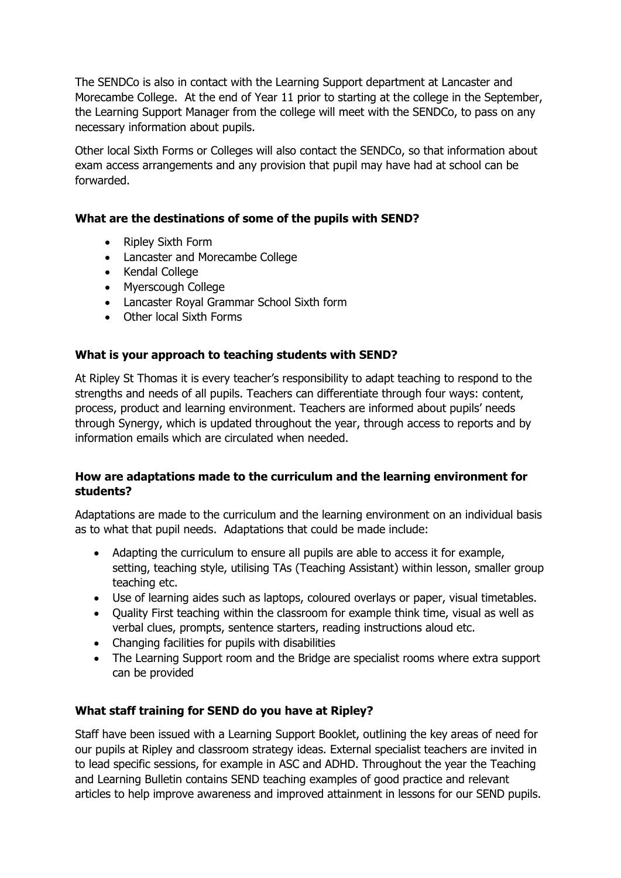The SENDCo is also in contact with the Learning Support department at Lancaster and Morecambe College. At the end of Year 11 prior to starting at the college in the September, the Learning Support Manager from the college will meet with the SENDCo, to pass on any necessary information about pupils.

Other local Sixth Forms or Colleges will also contact the SENDCo, so that information about exam access arrangements and any provision that pupil may have had at school can be forwarded.

**What are the destinations of some of the pupils with SEND?**

- Ripley Sixth Form
- Lancaster and Morecambe College
- Kendal College
- Myerscough College
- Lancaster Royal Grammar School Sixth form
- Other local Sixth Forms

**What is your approach to teaching students with SEND?**

At Ripley St Thomas it is every teacher's responsibility to adapt teaching to respond to the strengths and needs of all pupils. Teachers can differentiate through four ways: content, process, product and learning environment. Teachers are informed about pupils' needs through Synergy, which is updated throughout the year, through access to reports and by information emails which are circulated when needed.

**How are adaptations made to the curriculum and the learning environment for students?**

Adaptations are made to the curriculum and the learning environment on an individual basis as to what that pupil needs. Adaptations that could be made include:

- Adapting the curriculum to ensure all pupils are able to access it for example, setting, teaching style, utilising TAs (Teaching Assistant) within lesson, smaller group teaching etc.
- Use of learning aides such as laptops, coloured overlays or paper, visual timetables.
- Quality First teaching within the classroom for example think time, visual as well as verbal clues, prompts, sentence starters, reading instructions aloud etc.
- Changing facilities for pupils with disabilities
- The Learning Support room and the Bridge are specialist rooms where extra support can be provided

**What staff training for SEND do you have at Ripley?**

Staff have been issued with a Learning Support Booklet, outlining the key areas of need for our pupils at Ripley and classroom strategy ideas. External specialist teachers are invited in to lead specific sessions, for example in ASC and ADHD. Throughout the year the Teaching and Learning Bulletin contains SEND teaching examples of good practice and relevant articles to help improve awareness and improved attainment in lessons for our SEND pupils.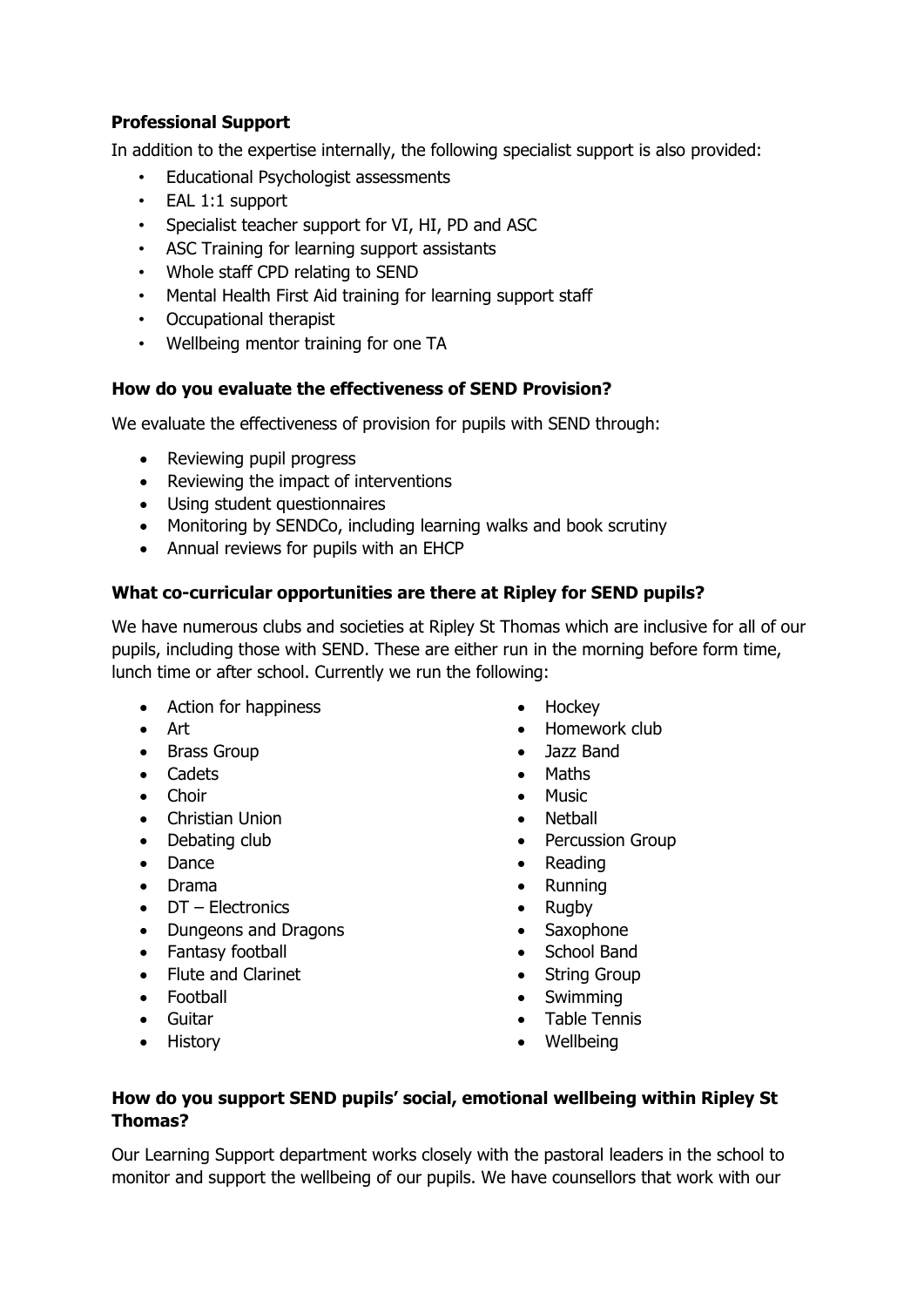**Professional Support**

In addition to the expertise internally, the following specialist support is also provided:

- Educational Psychologist assessments
- EAL 1:1 support
- Specialist teacher support for VI, HI, PD and ASC
- ASC Training for learning support assistants
- Whole staff CPD relating to SEND
- Mental Health First Aid training for learning support staff
- Occupational therapist
- Wellbeing mentor training for one TA

**How do you evaluate the effectiveness of SEND Provision?**

We evaluate the effectiveness of provision for pupils with SEND through:

- Reviewing pupil progress
- Reviewing the impact of interventions
- Using student questionnaires
- Monitoring by SENDCo, including learning walks and book scrutiny
- Annual reviews for pupils with an EHCP

**What co-curricular opportunities are there at Ripley for SEND pupils?**

We have numerous clubs and societies at Ripley St Thomas which are inclusive for all of our pupils, including those with SEND. These are either run in the morning before form time, lunch time or after school. Currently we run the following:

- Action for happiness
- Art
- Brass Group
- Cadets
- Choir
- Christian Union
- Debating club
- Dance
- Drama
- DT – Electronics
- Dungeons and Dragons
- Fantasy football
- Flute and Clarinet
- Football
- Guitar
- History
- Hockey
- Homework club
- Jazz Band
- Maths
- Music
- Netball
- Percussion Group
- Reading
- Running
- Rugby
- Saxophone
- School Band
- String Group
- Swimming
- Table Tennis
- Wellbeing

**How do you support SEND pupils' social, emotional wellbeing within Ripley St Thomas?**

Our Learning Support department works closely with the pastoral leaders in the school to monitor and support the wellbeing of our pupils. We have counsellors that work with our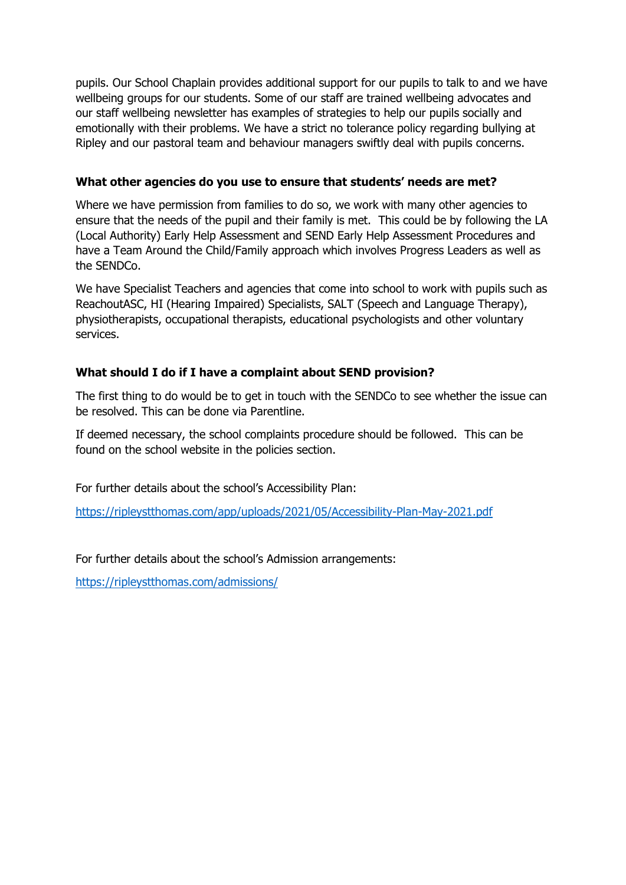pupils. Our School Chaplain provides additional support for our pupils to talk to and we have wellbeing groups for our students. Some of our staff are trained wellbeing advocates and our staff wellbeing newsletter has examples of strategies to help our pupils socially and emotionally with their problems. We have a strict no tolerance policy regarding bullying at Ripley and our pastoral team and behaviour managers swiftly deal with pupils concerns.

**What other agencies do you use to ensure that students' needs are met?**

Where we have permission from families to do so, we work with many other agencies to ensure that the needs of the pupil and their family is met. This could be by following the LA (Local Authority) Early Help Assessment and SEND Early Help Assessment Procedures and have a Team Around the Child/Family approach which involves Progress Leaders as well as the SENDCo.

We have Specialist Teachers and agencies that come into school to work with pupils such as ReachoutASC, HI (Hearing Impaired) Specialists, SALT (Speech and Language Therapy), physiotherapists, occupational therapists, educational psychologists and other voluntary services.

**What should I do if I have a complaint about SEND provision?**

The first thing to do would be to get in touch with the SENDCo to see whether the issue can be resolved. This can be done via Parentline.

If deemed necessary, the school complaints procedure should be followed. This can be found on the school website in the policies section.

For further details about the school's Accessibility Plan:

https://ripleystthomas.com/app/uploads/2021/05/Accessibility-Plan-May-2021.pdf

For further details about the school's Admission arrangements:

https://ripleystthomas.com/admissions/